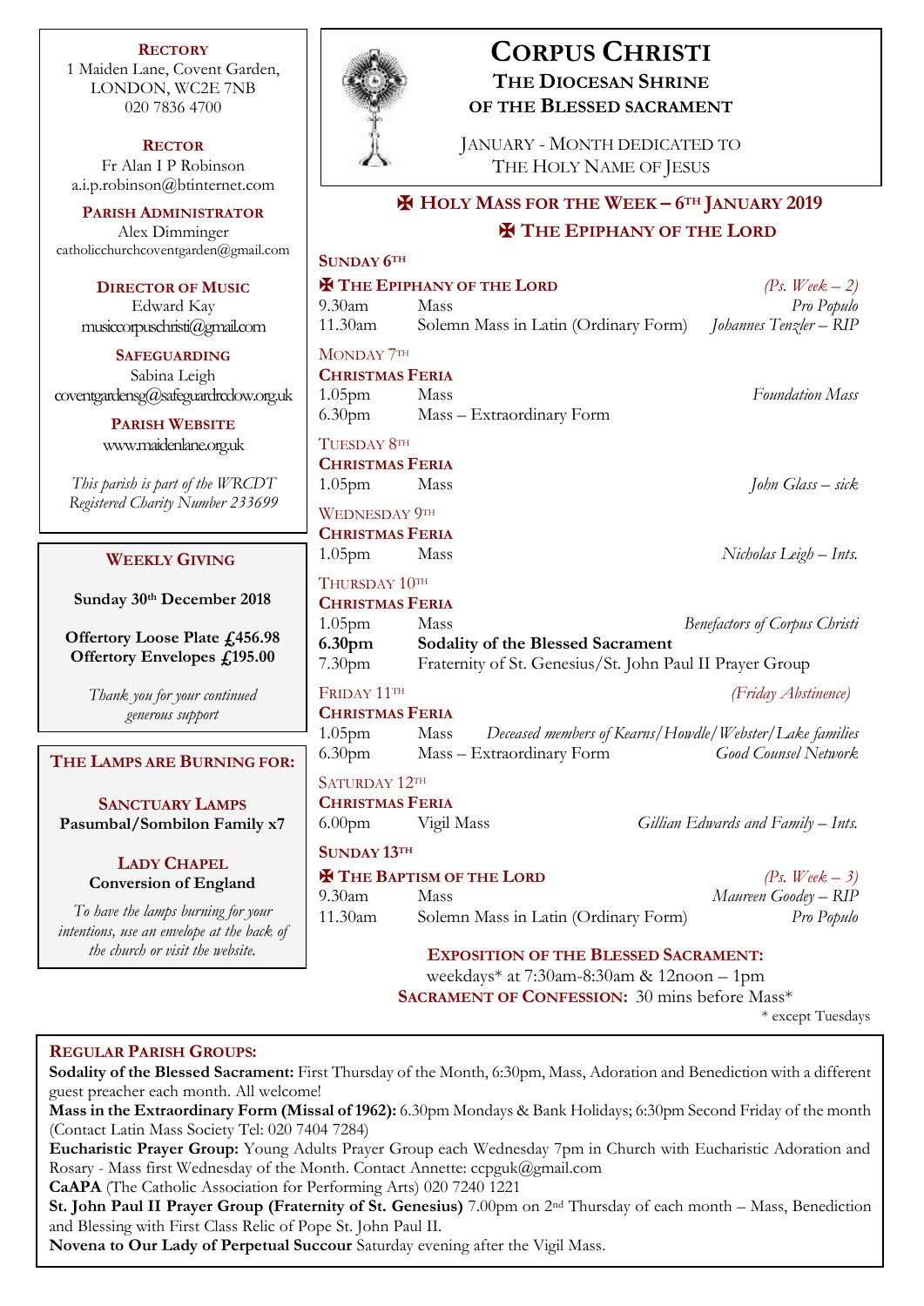# CORPUS CHRISTI

## THE DIOCESAN SHRINE OF THE BLESSED SACRAMENT

JANUARY - MONTH DEDICATED TO THE HOLY NAME OF JESUS

**RECTORY**
1 Maiden Lane, Covent Garden,
LONDON, WC2E 7NB
020 7836 4700

**RECTOR**
Fr Alan I P Robinson
a.i.p.robinson@btinternet.com

**PARISH ADMINISTRATOR**
Alex Dimminger
catholicchurchcoventgarden@gmail.com

**DIRECTOR OF MUSIC**
Edward Kay
musiccorpuschristi@gmail.com

**SAFEGUARDING**
Sabina Leigh
coventgardensg@safeguardrcdow.org.uk

**PARISH WEBSITE**
www.maidenlane.org.uk

*This parish is part of the WRCDT Registered Charity Number 233699*

## ✠ HOLY MASS FOR THE WEEK – 6TH JANUARY 2019

## ✠ THE EPIPHANY OF THE LORD

**SUNDAY 6TH**

**✠ THE EPIPHANY OF THE LORD** *(Ps. Week – 2)*

| | | |
|---|---|---|
| 9.30am | Mass | *Pro Populo* |
| 11.30am | Solemn Mass in Latin (Ordinary Form) | *Johannes Tenzler – RIP* |

MONDAY 7TH

**CHRISTMAS FERIA**

| | | |
|---|---|---|
| 1.05pm | Mass | *Foundation Mass* |
| 6.30pm | Mass – Extraordinary Form | |

TUESDAY 8TH

**CHRISTMAS FERIA**

| | | |
|---|---|---|
| 1.05pm | Mass | *John Glass – sick* |

WEDNESDAY 9TH

**CHRISTMAS FERIA**

| | | |
|---|---|---|
| 1.05pm | Mass | *Nicholas Leigh – Ints.* |

THURSDAY 10TH

**CHRISTMAS FERIA**

| | | |
|---|---|---|
| 1.05pm | Mass | *Benefactors of Corpus Christi* |
| **6.30pm** | **Sodality of the Blessed Sacrament** | |
| 7.30pm | Fraternity of St. Genesius/St. John Paul II Prayer Group | |

FRIDAY 11TH *(Friday Abstinence)*

**CHRISTMAS FERIA**

| | | |
|---|---|---|
| 1.05pm | Mass | *Deceased members of Kearns/Howdle/Webster/Lake families* |
| 6.30pm | Mass – Extraordinary Form | *Good Counsel Network* |

SATURDAY 12TH

**CHRISTMAS FERIA**

| | | |
|---|---|---|
| 6.00pm | Vigil Mass | *Gillian Edwards and Family – Ints.* |

**SUNDAY 13TH**

**✠ THE BAPTISM OF THE LORD** *(Ps. Week – 3)*

| | | |
|---|---|---|
| 9.30am | Mass | *Maureen Goodey – RIP* |
| 11.30am | Solemn Mass in Latin (Ordinary Form) | *Pro Populo* |

**EXPOSITION OF THE BLESSED SACRAMENT:** weekdays* at 7:30am-8:30am & 12noon – 1pm

**SACRAMENT OF CONFESSION:** 30 mins before Mass*

\* except Tuesdays

### WEEKLY GIVING

**Sunday 30th December 2018**

**Offertory Loose Plate £456.98**
**Offertory Envelopes £195.00**

*Thank you for your continued generous support*

### THE LAMPS ARE BURNING FOR:

**SANCTUARY LAMPS**
**Pasumbal/Sombilon Family x7**

**LADY CHAPEL**
**Conversion of England**

*To have the lamps burning for your intentions, use an envelope at the back of the church or visit the website.*

### REGULAR PARISH GROUPS:

**Sodality of the Blessed Sacrament:** First Thursday of the Month, 6:30pm, Mass, Adoration and Benediction with a different guest preacher each month. All welcome!

**Mass in the Extraordinary Form (Missal of 1962):** 6.30pm Mondays & Bank Holidays; 6:30pm Second Friday of the month (Contact Latin Mass Society Tel: 020 7404 7284)

**Eucharistic Prayer Group:** Young Adults Prayer Group each Wednesday 7pm in Church with Eucharistic Adoration and Rosary - Mass first Wednesday of the Month. Contact Annette: ccpguk@gmail.com

**CaAPA** (The Catholic Association for Performing Arts) 020 7240 1221

**St. John Paul II Prayer Group (Fraternity of St. Genesius)** 7.00pm on 2nd Thursday of each month – Mass, Benediction and Blessing with First Class Relic of Pope St. John Paul II.

**Novena to Our Lady of Perpetual Succour** Saturday evening after the Vigil Mass.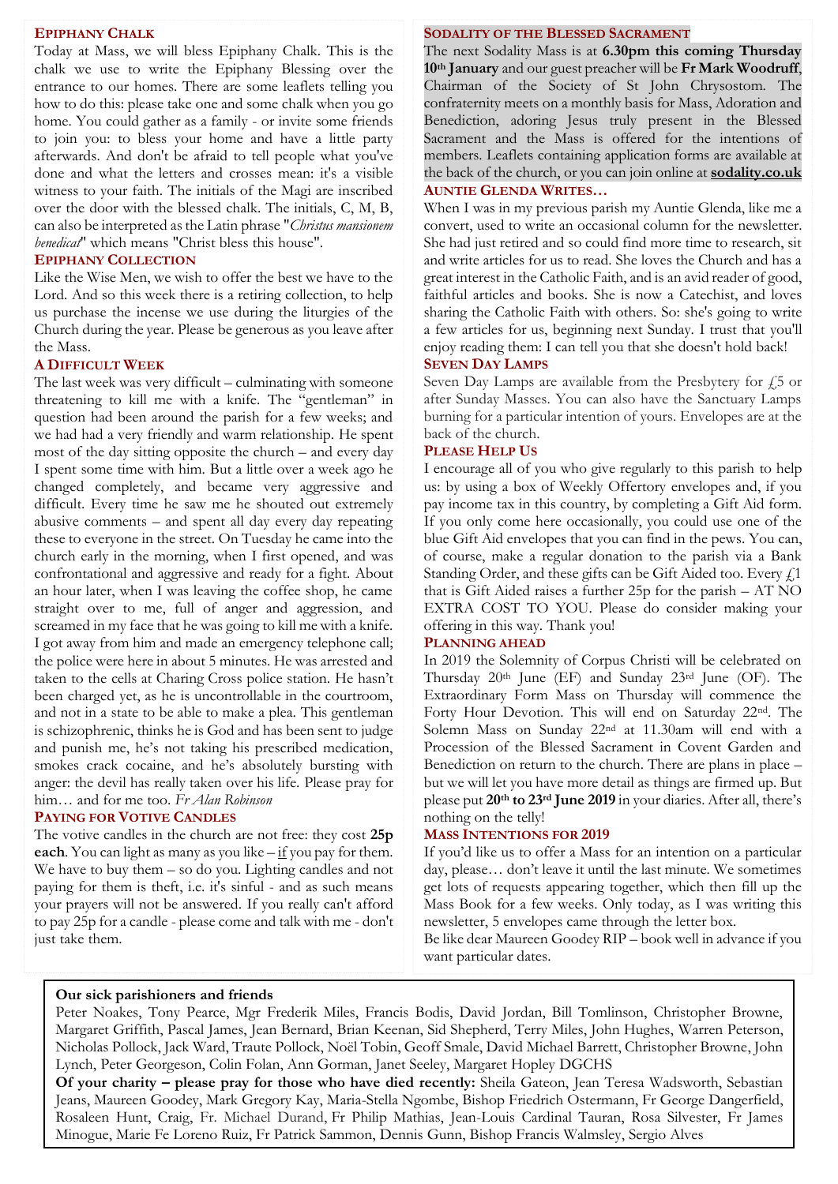## Epiphany Chalk

Today at Mass, we will bless Epiphany Chalk. This is the chalk we use to write the Epiphany Blessing over the entrance to our homes. There are some leaflets telling you how to do this: please take one and some chalk when you go home. You could gather as a family - or invite some friends to join you: to bless your home and have a little party afterwards. And don't be afraid to tell people what you've done and what the letters and crosses mean: it's a visible witness to your faith. The initials of the Magi are inscribed over the door with the blessed chalk. The initials, C, M, B, can also be interpreted as the Latin phrase "*Christus mansionem benedicat*" which means "Christ bless this house".

## Epiphany Collection

Like the Wise Men, we wish to offer the best we have to the Lord. And so this week there is a retiring collection, to help us purchase the incense we use during the liturgies of the Church during the year. Please be generous as you leave after the Mass.

## A Difficult Week

The last week was very difficult – culminating with someone threatening to kill me with a knife. The "gentleman" in question had been around the parish for a few weeks; and we had had a very friendly and warm relationship. He spent most of the day sitting opposite the church – and every day I spent some time with him. But a little over a week ago he changed completely, and became very aggressive and difficult. Every time he saw me he shouted out extremely abusive comments – and spent all day every day repeating these to everyone in the street. On Tuesday he came into the church early in the morning, when I first opened, and was confrontational and aggressive and ready for a fight. About an hour later, when I was leaving the coffee shop, he came straight over to me, full of anger and aggression, and screamed in my face that he was going to kill me with a knife. I got away from him and made an emergency telephone call; the police were here in about 5 minutes. He was arrested and taken to the cells at Charing Cross police station. He hasn't been charged yet, as he is uncontrollable in the courtroom, and not in a state to be able to make a plea. This gentleman is schizophrenic, thinks he is God and has been sent to judge and punish me, he's not taking his prescribed medication, smokes crack cocaine, and he's absolutely bursting with anger: the devil has really taken over his life. Please pray for him… and for me too. *Fr Alan Robinson*

## Paying for Votive Candles

The votive candles in the church are not free: they cost **25p each**. You can light as many as you like – if you pay for them. We have to buy them – so do you. Lighting candles and not paying for them is theft, i.e. it's sinful - and as such means your prayers will not be answered. If you really can't afford to pay 25p for a candle - please come and talk with me - don't just take them.

## Sodality of the Blessed Sacrament

The next Sodality Mass is at **6.30pm this coming Thursday 10th January** and our guest preacher will be **Fr Mark Woodruff**, Chairman of the Society of St John Chrysostom. The confraternity meets on a monthly basis for Mass, Adoration and Benediction, adoring Jesus truly present in the Blessed Sacrament and the Mass is offered for the intentions of members. Leaflets containing application forms are available at the back of the church, or you can join online at **sodality.co.uk**

## Auntie Glenda Writes…

When I was in my previous parish my Auntie Glenda, like me a convert, used to write an occasional column for the newsletter. She had just retired and so could find more time to research, sit and write articles for us to read. She loves the Church and has a great interest in the Catholic Faith, and is an avid reader of good, faithful articles and books. She is now a Catechist, and loves sharing the Catholic Faith with others. So: she's going to write a few articles for us, beginning next Sunday. I trust that you'll enjoy reading them: I can tell you that she doesn't hold back!

## Seven Day Lamps

Seven Day Lamps are available from the Presbytery for £5 or after Sunday Masses. You can also have the Sanctuary Lamps burning for a particular intention of yours. Envelopes are at the back of the church.

## Please Help Us

I encourage all of you who give regularly to this parish to help us: by using a box of Weekly Offertory envelopes and, if you pay income tax in this country, by completing a Gift Aid form. If you only come here occasionally, you could use one of the blue Gift Aid envelopes that you can find in the pews. You can, of course, make a regular donation to the parish via a Bank Standing Order, and these gifts can be Gift Aided too. Every £1 that is Gift Aided raises a further 25p for the parish – AT NO EXTRA COST TO YOU. Please do consider making your offering in this way. Thank you!

## Planning Ahead

In 2019 the Solemnity of Corpus Christi will be celebrated on Thursday 20th June (EF) and Sunday 23rd June (OF). The Extraordinary Form Mass on Thursday will commence the Forty Hour Devotion. This will end on Saturday 22nd. The Solemn Mass on Sunday 22nd at 11.30am will end with a Procession of the Blessed Sacrament in Covent Garden and Benediction on return to the church. There are plans in place – but we will let you have more detail as things are firmed up. But please put **20th to 23rd June 2019** in your diaries. After all, there's nothing on the telly!

## Mass Intentions for 2019

If you'd like us to offer a Mass for an intention on a particular day, please… don't leave it until the last minute. We sometimes get lots of requests appearing together, which then fill up the Mass Book for a few weeks. Only today, as I was writing this newsletter, 5 envelopes came through the letter box.

Be like dear Maureen Goodey RIP – book well in advance if you want particular dates.

**Our sick parishioners and friends**

Peter Noakes, Tony Pearce, Mgr Frederik Miles, Francis Bodis, David Jordan, Bill Tomlinson, Christopher Browne, Margaret Griffith, Pascal James, Jean Bernard, Brian Keenan, Sid Shepherd, Terry Miles, John Hughes, Warren Peterson, Nicholas Pollock, Jack Ward, Traute Pollock, Noël Tobin, Geoff Smale, David Michael Barrett, Christopher Browne, John Lynch, Peter Georgeson, Colin Folan, Ann Gorman, Janet Seeley, Margaret Hopley DGCHS

**Of your charity – please pray for those who have died recently:** Sheila Gateon, Jean Teresa Wadsworth, Sebastian Jeans, Maureen Goodey, Mark Gregory Kay, Maria-Stella Ngombe, Bishop Friedrich Ostermann, Fr George Dangerfield, Rosaleen Hunt, Craig, Fr. Michael Durand, Fr Philip Mathias, Jean-Louis Cardinal Tauran, Rosa Silvester, Fr James Minogue, Marie Fe Loreno Ruiz, Fr Patrick Sammon, Dennis Gunn, Bishop Francis Walmsley, Sergio Alves